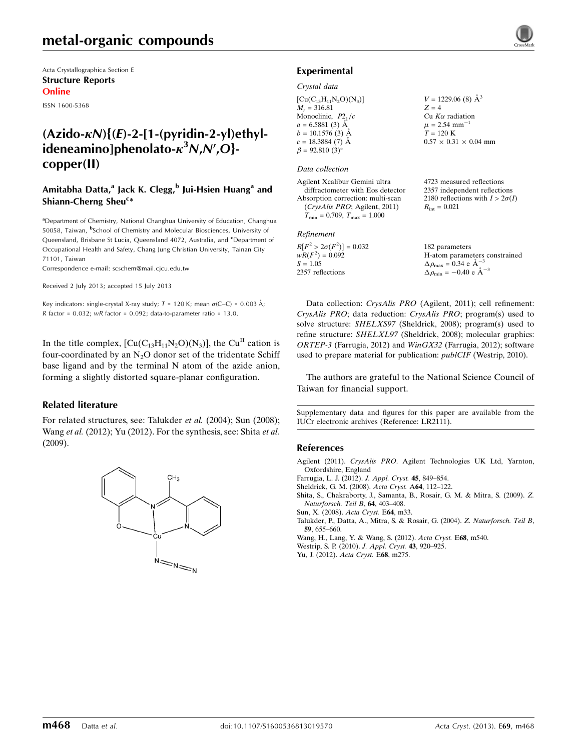Acta Crystallographica Section E
**Structure Reports Online**
ISSN 1600-5368

# (Azido-κN){(E)-2-[1-(pyridin-2-yl)ethylideneamino]phenolato-κ³N,N′,O}copper(II)

**Amitabha Datta,[a] Jack K. Clegg,[b] Jui-Hsien Huang[a] and Shiann-Cherng Sheu[c]***

[a]Department of Chemistry, National Changhua University of Education, Changhua 50058, Taiwan, [b]School of Chemistry and Molecular Biosciences, University of Queensland, Brisbane St Lucia, Queensland 4072, Australia, and [c]Department of Occupational Health and Safety, Chang Jung Christian University, Tainan City 71101, Taiwan
Correspondence e-mail: scschem@mail.cjcu.edu.tw

Received 2 July 2013; accepted 15 July 2013

Key indicators: single-crystal X-ray study; $T$ = 120 K; mean $\sigma$(C–C) = 0.003 Å; $R$ factor = 0.032; $wR$ factor = 0.092; data-to-parameter ratio = 13.0.

In the title complex, $[Cu(C_{13}H_{11}N_2O)(N_3)]$, the $Cu^{II}$ cation is four-coordinated by an $N_2O$ donor set of the tridentate Schiff base ligand and by the terminal N atom of the azide anion, forming a slightly distorted square-planar configuration.

## Related literature

For related structures, see: Talukder *et al.* (2004); Sun (2008); Wang *et al.* (2012); Yu (2012). For the synthesis, see: Shita *et al.* (2009).

## Experimental

### Crystal data

$[Cu(C_{13}H_{11}N_2O)(N_3)]$
$M_r$ = 316.81
Monoclinic, $P2_1/c$
$a$ = 6.5881 (3) Å
$b$ = 10.1576 (3) Å
$c$ = 18.3884 (7) Å
$\beta$ = 92.810 (3)°
$V$ = 1229.06 (8) Å$^3$
$Z$ = 4
Cu $K\alpha$ radiation
$\mu$ = 2.54 mm$^{-1}$
$T$ = 120 K
0.57 × 0.31 × 0.04 mm

### Data collection

Agilent Xcalibur Gemini ultra diffractometer with Eos detector
Absorption correction: multi-scan (*CrysAlis PRO*; Agilent, 2011)
$T_{min}$ = 0.709, $T_{max}$ = 1.000
4723 measured reflections
2357 independent reflections
2180 reflections with $I > 2\sigma(I)$
$R_{int}$ = 0.021

### Refinement

$R[F^2 > 2\sigma(F^2)]$ = 0.032
$wR(F^2)$ = 0.092
$S$ = 1.05
2357 reflections
182 parameters
H-atom parameters constrained
$\Delta\rho_{max}$ = 0.34 e Å$^{-3}$
$\Delta\rho_{min}$ = −0.40 e Å$^{-3}$

Data collection: *CrysAlis PRO* (Agilent, 2011); cell refinement: *CrysAlis PRO*; data reduction: *CrysAlis PRO*; program(s) used to solve structure: *SHELXS97* (Sheldrick, 2008); program(s) used to refine structure: *SHELXL97* (Sheldrick, 2008); molecular graphics: *ORTEP-3* (Farrugia, 2012) and *WinGX32* (Farrugia, 2012); software used to prepare material for publication: *publCIF* (Westrip, 2010).

The authors are grateful to the National Science Council of Taiwan for financial support.

Supplementary data and figures for this paper are available from the IUCr electronic archives (Reference: LR2111).

## References

Agilent (2011). *CrysAlis PRO*. Agilent Technologies UK Ltd, Yarnton, Oxfordshire, England
Farrugia, L. J. (2012). *J. Appl. Cryst.* **45**, 849–854.
Sheldrick, G. M. (2008). *Acta Cryst.* A**64**, 112–122.
Shita, S., Chakraborty, J., Samanta, B., Rosair, G. M. & Mitra, S. (2009). *Z. Naturforsch. Teil B*, **64**, 403–408.
Sun, X. (2008). *Acta Cryst.* E**64**, m33.
Talukder, P., Datta, A., Mitra, S. & Rosair, G. (2004). *Z. Naturforsch. Teil B*, **59**, 655–660.
Wang, H., Lang, Y. & Wang, S. (2012). *Acta Cryst.* E**68**, m540.
Westrip, S. P. (2010). *J. Appl. Cryst.* **43**, 920–925.
Yu, J. (2012). *Acta Cryst.* E**68**, m275.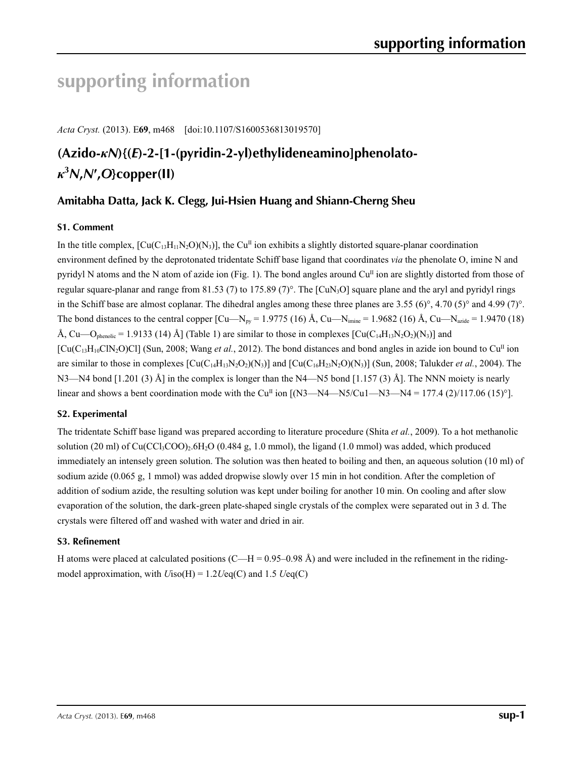# supporting information

*Acta Cryst.* (2013). E**69**, m468 [doi:10.1107/S1600536813019570]

## (Azido-*κN*){(*E*)-2-[1-(pyridin-2-yl)ethylideneamino]phenolato-$\kappa^3N,N',O$}copper(II)

### Amitabha Datta, Jack K. Clegg, Jui-Hsien Huang and Shiann-Cherng Sheu

#### S1. Comment

In the title complex, $[Cu(C_{13}H_{11}N_2O)(N_3)]$, the $Cu^{II}$ ion exhibits a slightly distorted square-planar coordination environment defined by the deprotonated tridentate Schiff base ligand that coordinates *via* the phenolate O, imine N and pyridyl N atoms and the N atom of azide ion (Fig. 1). The bond angles around $Cu^{II}$ ion are slightly distorted from those of regular square-planar and range from 81.53 (7) to 175.89 (7)°. The $[CuN_3O]$ square plane and the aryl and pyridyl rings in the Schiff base are almost coplanar. The dihedral angles among these three planes are 3.55 (6)°, 4.70 (5)° and 4.99 (7)°. The bond distances to the central copper [Cu—$N_{py}$ = 1.9775 (16) Å, Cu—$N_{imine}$ = 1.9682 (16) Å, Cu—$N_{azide}$ = 1.9470 (18) Å, Cu—$O_{phenolic}$ = 1.9133 (14) Å] (Table 1) are similar to those in complexes $[Cu(C_{14}H_{13}N_2O_2)(N_3)]$ and $[Cu(C_{13}H_{10}ClN_2O)Cl]$ (Sun, 2008; Wang *et al.*, 2012). The bond distances and bond angles in azide ion bound to $Cu^{II}$ ion are similar to those in complexes $[Cu(C_{14}H_{13}N_2O_2)(N_3)]$ and $[Cu(C_{16}H_{23}N_2O)(N_3)]$ (Sun, 2008; Talukder *et al.*, 2004). The N3—N4 bond [1.201 (3) Å] in the complex is longer than the N4—N5 bond [1.157 (3) Å]. The NNN moiety is nearly linear and shows a bent coordination mode with the $Cu^{II}$ ion [(N3—N4—N5/Cu1—N3—N4 = 177.4 (2)/117.06 (15)°].

#### S2. Experimental

The tridentate Schiff base ligand was prepared according to literature procedure (Shita *et al.*, 2009). To a hot methanolic solution (20 ml) of $Cu(CCl_3COO)_2.6H_2O$ (0.484 g, 1.0 mmol), the ligand (1.0 mmol) was added, which produced immediately an intensely green solution. The solution was then heated to boiling and then, an aqueous solution (10 ml) of sodium azide (0.065 g, 1 mmol) was added dropwise slowly over 15 min in hot condition. After the completion of addition of sodium azide, the resulting solution was kept under boiling for another 10 min. On cooling and after slow evaporation of the solution, the dark-green plate-shaped single crystals of the complex were separated out in 3 d. The crystals were filtered off and washed with water and dried in air.

#### S3. Refinement

H atoms were placed at calculated positions (C—H = 0.95–0.98 Å) and were included in the refinement in the riding-model approximation, with $U$iso(H) = 1.2$U$eq(C) and 1.5 $U$eq(C)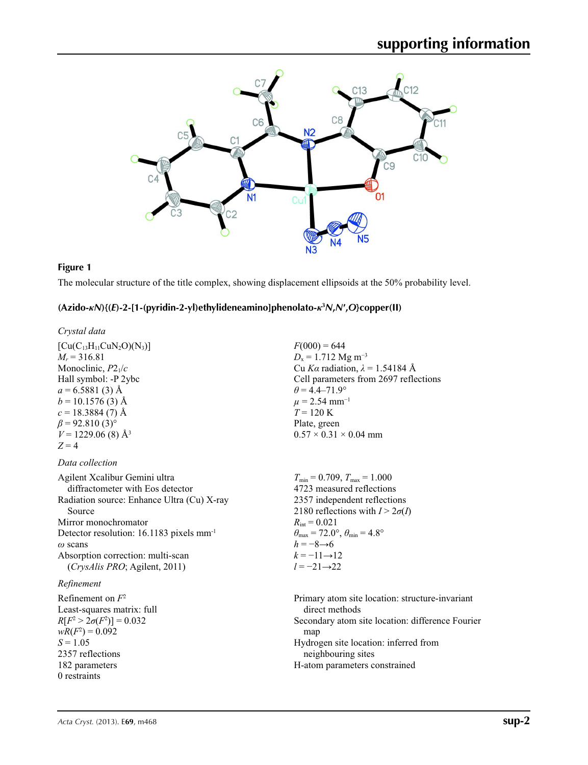**Figure 1**

The molecular structure of the title complex, showing displacement ellipsoids at the 50% probability level.

## (Azido-κ*N*){(*E*)-2-[1-(pyridin-2-yl)ethylideneamino]phenolato-κ[3]*N*,*N*′,*O*}copper(II)

### *Crystal data*

$[Cu(C_{13}H_{11}CuN_2O)(N_3)]$
$M_r = 316.81$
Monoclinic, $P2_1/c$
Hall symbol: -P 2ybc
$a = 6.5881$ (3) Å
$b = 10.1576$ (3) Å
$c = 18.3884$ (7) Å
$\beta = 92.810$ (3)°
$V = 1229.06$ (8) Å$^3$
$Z = 4$
$F(000) = 644$
$D_x = 1.712$ Mg m$^{-3}$
Cu $K\alpha$ radiation, $\lambda = 1.54184$ Å
Cell parameters from 2697 reflections
$\theta = 4.4$–$71.9$°
$\mu = 2.54$ mm$^{-1}$
$T = 120$ K
Plate, green
0.57 × 0.31 × 0.04 mm

### *Data collection*

Agilent Xcalibur Gemini ultra diffractometer with Eos detector
Radiation source: Enhance Ultra (Cu) X-ray Source
Mirror monochromator
Detector resolution: 16.1183 pixels mm$^{-1}$
$\omega$ scans
Absorption correction: multi-scan (*CrysAlis PRO*; Agilent, 2011)
$T_{min} = 0.709$, $T_{max} = 1.000$
4723 measured reflections
2357 independent reflections
2180 reflections with $I > 2\sigma(I)$
$R_{int} = 0.021$
$\theta_{max} = 72.0$°, $\theta_{min} = 4.8$°
$h = -8 \rightarrow 6$
$k = -11 \rightarrow 12$
$l = -21 \rightarrow 22$

### *Refinement*

Refinement on $F^2$
Least-squares matrix: full
$R[F^2 > 2\sigma(F^2)] = 0.032$
$wR(F^2) = 0.092$
$S = 1.05$
2357 reflections
182 parameters
0 restraints
Primary atom site location: structure-invariant direct methods
Secondary atom site location: difference Fourier map
Hydrogen site location: inferred from neighbouring sites
H-atom parameters constrained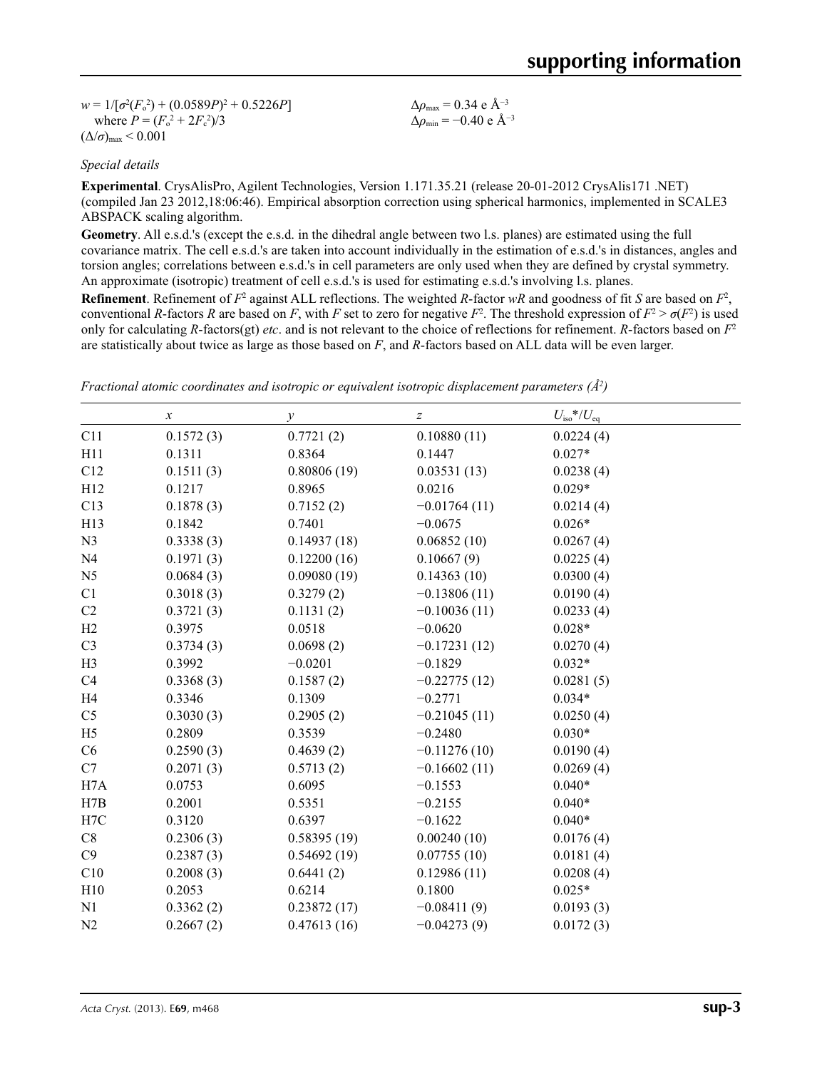$w = 1/[\sigma^2(F_o^2) + (0.0589P)^2 + 0.5226P]$
where $P = (F_o^2 + 2F_c^2)/3$
$(\Delta/\sigma)_{max} < 0.001$

$\Delta\rho_{max} = 0.34$ e Å$^{-3}$
$\Delta\rho_{min} = -0.40$ e Å$^{-3}$

*Special details*

**Experimental**. CrysAlisPro, Agilent Technologies, Version 1.171.35.21 (release 20-01-2012 CrysAlis171 .NET) (compiled Jan 23 2012,18:06:46). Empirical absorption correction using spherical harmonics, implemented in SCALE3 ABSPACK scaling algorithm.

**Geometry**. All e.s.d.'s (except the e.s.d. in the dihedral angle between two l.s. planes) are estimated using the full covariance matrix. The cell e.s.d.'s are taken into account individually in the estimation of e.s.d.'s in distances, angles and torsion angles; correlations between e.s.d.'s in cell parameters are only used when they are defined by crystal symmetry. An approximate (isotropic) treatment of cell e.s.d.'s is used for estimating e.s.d.'s involving l.s. planes.

**Refinement**. Refinement of $F^2$ against ALL reflections. The weighted $R$-factor $wR$ and goodness of fit $S$ are based on $F^2$, conventional $R$-factors $R$ are based on $F$, with $F$ set to zero for negative $F^2$. The threshold expression of $F^2 > \sigma(F^2)$ is used only for calculating $R$-factors(gt) *etc*. and is not relevant to the choice of reflections for refinement. $R$-factors based on $F^2$ are statistically about twice as large as those based on $F$, and $R$-factors based on ALL data will be even larger.

*Fractional atomic coordinates and isotropic or equivalent isotropic displacement parameters (Å$^2$)*

| | $x$ | $y$ | $z$ | $U_{iso}$*/$U_{eq}$ |
|---|---|---|---|---|
| C11 | 0.1572 (3) | 0.7721 (2) | 0.10880 (11) | 0.0224 (4) |
| H11 | 0.1311 | 0.8364 | 0.1447 | 0.027* |
| C12 | 0.1511 (3) | 0.80806 (19) | 0.03531 (13) | 0.0238 (4) |
| H12 | 0.1217 | 0.8965 | 0.0216 | 0.029* |
| C13 | 0.1878 (3) | 0.7152 (2) | −0.01764 (11) | 0.0214 (4) |
| H13 | 0.1842 | 0.7401 | −0.0675 | 0.026* |
| N3 | 0.3338 (3) | 0.14937 (18) | 0.06852 (10) | 0.0267 (4) |
| N4 | 0.1971 (3) | 0.12200 (16) | 0.10667 (9) | 0.0225 (4) |
| N5 | 0.0684 (3) | 0.09080 (19) | 0.14363 (10) | 0.0300 (4) |
| C1 | 0.3018 (3) | 0.3279 (2) | −0.13806 (11) | 0.0190 (4) |
| C2 | 0.3721 (3) | 0.1131 (2) | −0.10036 (11) | 0.0233 (4) |
| H2 | 0.3975 | 0.0518 | −0.0620 | 0.028* |
| C3 | 0.3734 (3) | 0.0698 (2) | −0.17231 (12) | 0.0270 (4) |
| H3 | 0.3992 | −0.0201 | −0.1829 | 0.032* |
| C4 | 0.3368 (3) | 0.1587 (2) | −0.22775 (12) | 0.0281 (5) |
| H4 | 0.3346 | 0.1309 | −0.2771 | 0.034* |
| C5 | 0.3030 (3) | 0.2905 (2) | −0.21045 (11) | 0.0250 (4) |
| H5 | 0.2809 | 0.3539 | −0.2480 | 0.030* |
| C6 | 0.2590 (3) | 0.4639 (2) | −0.11276 (10) | 0.0190 (4) |
| C7 | 0.2071 (3) | 0.5713 (2) | −0.16602 (11) | 0.0269 (4) |
| H7A | 0.0753 | 0.6095 | −0.1553 | 0.040* |
| H7B | 0.2001 | 0.5351 | −0.2155 | 0.040* |
| H7C | 0.3120 | 0.6397 | −0.1622 | 0.040* |
| C8 | 0.2306 (3) | 0.58395 (19) | 0.00240 (10) | 0.0176 (4) |
| C9 | 0.2387 (3) | 0.54692 (19) | 0.07755 (10) | 0.0181 (4) |
| C10 | 0.2008 (3) | 0.6441 (2) | 0.12986 (11) | 0.0208 (4) |
| H10 | 0.2053 | 0.6214 | 0.1800 | 0.025* |
| N1 | 0.3362 (2) | 0.23872 (17) | −0.08411 (9) | 0.0193 (3) |
| N2 | 0.2667 (2) | 0.47613 (16) | −0.04273 (9) | 0.0172 (3) |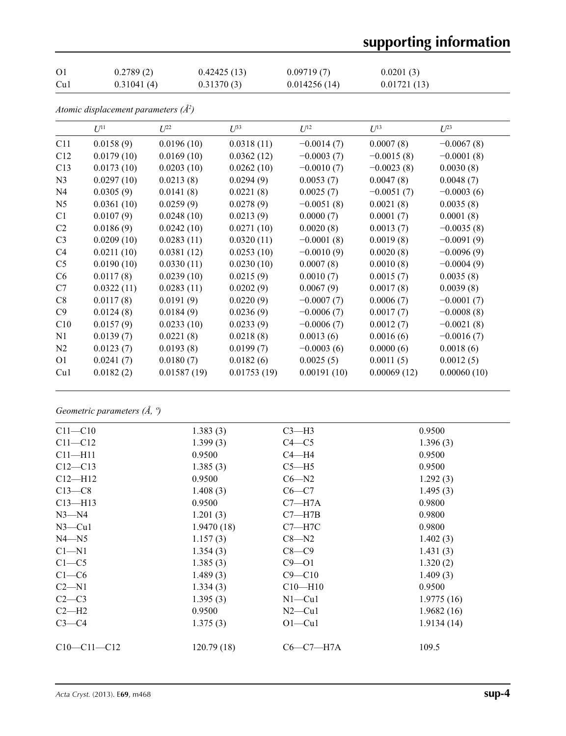| | | | | |
|---|---|---|---|---|
| O1 | 0.2789 (2) | 0.42425 (13) | 0.09719 (7) | 0.0201 (3) |
| Cu1 | 0.31041 (4) | 0.31370 (3) | 0.014256 (14) | 0.01721 (13) |

*Atomic displacement parameters (Å²)*

| | $U^{11}$ | $U^{22}$ | $U^{33}$ | $U^{12}$ | $U^{13}$ | $U^{23}$ |
|---|---|---|---|---|---|---|
| C11 | 0.0158 (9) | 0.0196 (10) | 0.0318 (11) | −0.0014 (7) | 0.0007 (8) | −0.0067 (8) |
| C12 | 0.0179 (10) | 0.0169 (10) | 0.0362 (12) | −0.0003 (7) | −0.0015 (8) | −0.0001 (8) |
| C13 | 0.0173 (10) | 0.0203 (10) | 0.0262 (10) | −0.0010 (7) | −0.0023 (8) | 0.0030 (8) |
| N3 | 0.0297 (10) | 0.0213 (8) | 0.0294 (9) | 0.0053 (7) | 0.0047 (8) | 0.0048 (7) |
| N4 | 0.0305 (9) | 0.0141 (8) | 0.0221 (8) | 0.0025 (7) | −0.0051 (7) | −0.0003 (6) |
| N5 | 0.0361 (10) | 0.0259 (9) | 0.0278 (9) | −0.0051 (8) | 0.0021 (8) | 0.0035 (8) |
| C1 | 0.0107 (9) | 0.0248 (10) | 0.0213 (9) | 0.0000 (7) | 0.0001 (7) | 0.0001 (8) |
| C2 | 0.0186 (9) | 0.0242 (10) | 0.0271 (10) | 0.0020 (8) | 0.0013 (7) | −0.0035 (8) |
| C3 | 0.0209 (10) | 0.0283 (11) | 0.0320 (11) | −0.0001 (8) | 0.0019 (8) | −0.0091 (9) |
| C4 | 0.0211 (10) | 0.0381 (12) | 0.0253 (10) | −0.0010 (9) | 0.0020 (8) | −0.0096 (9) |
| C5 | 0.0190 (10) | 0.0330 (11) | 0.0230 (10) | 0.0007 (8) | 0.0010 (8) | −0.0004 (9) |
| C6 | 0.0117 (8) | 0.0239 (10) | 0.0215 (9) | 0.0010 (7) | 0.0015 (7) | 0.0035 (8) |
| C7 | 0.0322 (11) | 0.0283 (11) | 0.0202 (9) | 0.0067 (9) | 0.0017 (8) | 0.0039 (8) |
| C8 | 0.0117 (8) | 0.0191 (9) | 0.0220 (9) | −0.0007 (7) | 0.0006 (7) | −0.0001 (7) |
| C9 | 0.0124 (8) | 0.0184 (9) | 0.0236 (9) | −0.0006 (7) | 0.0017 (7) | −0.0008 (8) |
| C10 | 0.0157 (9) | 0.0233 (10) | 0.0233 (9) | −0.0006 (7) | 0.0012 (7) | −0.0021 (8) |
| N1 | 0.0139 (7) | 0.0221 (8) | 0.0218 (8) | 0.0013 (6) | 0.0016 (6) | −0.0016 (7) |
| N2 | 0.0123 (7) | 0.0193 (8) | 0.0199 (7) | −0.0003 (6) | 0.0000 (6) | 0.0018 (6) |
| O1 | 0.0241 (7) | 0.0180 (7) | 0.0182 (6) | 0.0025 (5) | 0.0011 (5) | 0.0012 (5) |
| Cu1 | 0.0182 (2) | 0.01587 (19) | 0.01753 (19) | 0.00191 (10) | 0.00069 (12) | 0.00060 (10) |

*Geometric parameters (Å, º)*

| | | | |
|---|---|---|---|
| C11—C10 | 1.383 (3) | C3—H3 | 0.9500 |
| C11—C12 | 1.399 (3) | C4—C5 | 1.396 (3) |
| C11—H11 | 0.9500 | C4—H4 | 0.9500 |
| C12—C13 | 1.385 (3) | C5—H5 | 0.9500 |
| C12—H12 | 0.9500 | C6—N2 | 1.292 (3) |
| C13—C8 | 1.408 (3) | C6—C7 | 1.495 (3) |
| C13—H13 | 0.9500 | C7—H7A | 0.9800 |
| N3—N4 | 1.201 (3) | C7—H7B | 0.9800 |
| N3—Cu1 | 1.9470 (18) | C7—H7C | 0.9800 |
| N4—N5 | 1.157 (3) | C8—N2 | 1.402 (3) |
| C1—N1 | 1.354 (3) | C8—C9 | 1.431 (3) |
| C1—C5 | 1.385 (3) | C9—O1 | 1.320 (2) |
| C1—C6 | 1.489 (3) | C9—C10 | 1.409 (3) |
| C2—N1 | 1.334 (3) | C10—H10 | 0.9500 |
| C2—C3 | 1.395 (3) | N1—Cu1 | 1.9775 (16) |
| C2—H2 | 0.9500 | N2—Cu1 | 1.9682 (16) |
| C3—C4 | 1.375 (3) | O1—Cu1 | 1.9134 (14) |
| | | | |
| C10—C11—C12 | 120.79 (18) | C6—C7—H7A | 109.5 |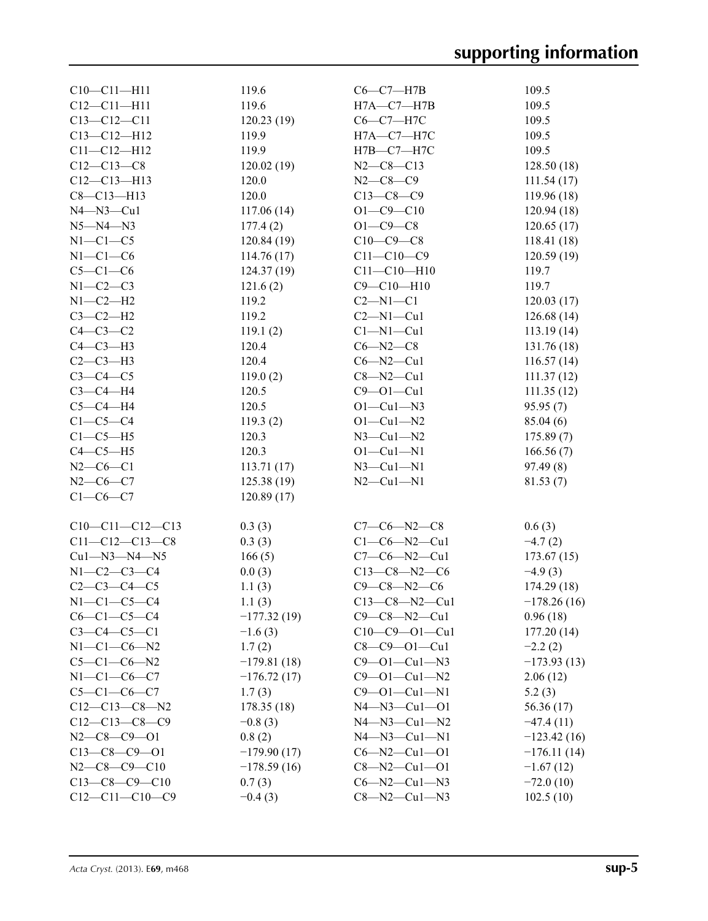| | | | |
|---|---|---|---|
| C10—C11—H11 | 119.6 | C6—C7—H7B | 109.5 |
| C12—C11—H11 | 119.6 | H7A—C7—H7B | 109.5 |
| C13—C12—C11 | 120.23 (19) | C6—C7—H7C | 109.5 |
| C13—C12—H12 | 119.9 | H7A—C7—H7C | 109.5 |
| C11—C12—H12 | 119.9 | H7B—C7—H7C | 109.5 |
| C12—C13—C8 | 120.02 (19) | N2—C8—C13 | 128.50 (18) |
| C12—C13—H13 | 120.0 | N2—C8—C9 | 111.54 (17) |
| C8—C13—H13 | 120.0 | C13—C8—C9 | 119.96 (18) |
| N4—N3—Cu1 | 117.06 (14) | O1—C9—C10 | 120.94 (18) |
| N5—N4—N3 | 177.4 (2) | O1—C9—C8 | 120.65 (17) |
| N1—C1—C5 | 120.84 (19) | C10—C9—C8 | 118.41 (18) |
| N1—C1—C6 | 114.76 (17) | C11—C10—C9 | 120.59 (19) |
| C5—C1—C6 | 124.37 (19) | C11—C10—H10 | 119.7 |
| N1—C2—C3 | 121.6 (2) | C9—C10—H10 | 119.7 |
| N1—C2—H2 | 119.2 | C2—N1—C1 | 120.03 (17) |
| C3—C2—H2 | 119.2 | C2—N1—Cu1 | 126.68 (14) |
| C4—C3—C2 | 119.1 (2) | C1—N1—Cu1 | 113.19 (14) |
| C4—C3—H3 | 120.4 | C6—N2—C8 | 131.76 (18) |
| C2—C3—H3 | 120.4 | C6—N2—Cu1 | 116.57 (14) |
| C3—C4—C5 | 119.0 (2) | C8—N2—Cu1 | 111.37 (12) |
| C3—C4—H4 | 120.5 | C9—O1—Cu1 | 111.35 (12) |
| C5—C4—H4 | 120.5 | O1—Cu1—N3 | 95.95 (7) |
| C1—C5—C4 | 119.3 (2) | O1—Cu1—N2 | 85.04 (6) |
| C1—C5—H5 | 120.3 | N3—Cu1—N2 | 175.89 (7) |
| C4—C5—H5 | 120.3 | O1—Cu1—N1 | 166.56 (7) |
| N2—C6—C1 | 113.71 (17) | N3—Cu1—N1 | 97.49 (8) |
| N2—C6—C7 | 125.38 (19) | N2—Cu1—N1 | 81.53 (7) |
| C1—C6—C7 | 120.89 (17) | | |

| | | | |
|---|---|---|---|
| C10—C11—C12—C13 | 0.3 (3) | C7—C6—N2—C8 | 0.6 (3) |
| C11—C12—C13—C8 | 0.3 (3) | C1—C6—N2—Cu1 | −4.7 (2) |
| Cu1—N3—N4—N5 | 166 (5) | C7—C6—N2—Cu1 | 173.67 (15) |
| N1—C2—C3—C4 | 0.0 (3) | C13—C8—N2—C6 | −4.9 (3) |
| C2—C3—C4—C5 | 1.1 (3) | C9—C8—N2—C6 | 174.29 (18) |
| N1—C1—C5—C4 | 1.1 (3) | C13—C8—N2—Cu1 | −178.26 (16) |
| C6—C1—C5—C4 | −177.32 (19) | C9—C8—N2—Cu1 | 0.96 (18) |
| C3—C4—C5—C1 | −1.6 (3) | C10—C9—O1—Cu1 | 177.20 (14) |
| N1—C1—C6—N2 | 1.7 (2) | C8—C9—O1—Cu1 | −2.2 (2) |
| C5—C1—C6—N2 | −179.81 (18) | C9—O1—Cu1—N3 | −173.93 (13) |
| N1—C1—C6—C7 | −176.72 (17) | C9—O1—Cu1—N2 | 2.06 (12) |
| C5—C1—C6—C7 | 1.7 (3) | C9—O1—Cu1—N1 | 5.2 (3) |
| C12—C13—C8—N2 | 178.35 (18) | N4—N3—Cu1—O1 | 56.36 (17) |
| C12—C13—C8—C9 | −0.8 (3) | N4—N3—Cu1—N2 | −47.4 (11) |
| N2—C8—C9—O1 | 0.8 (2) | N4—N3—Cu1—N1 | −123.42 (16) |
| C13—C8—C9—O1 | −179.90 (17) | C6—N2—Cu1—O1 | −176.11 (14) |
| N2—C8—C9—C10 | −178.59 (16) | C8—N2—Cu1—O1 | −1.67 (12) |
| C13—C8—C9—C10 | 0.7 (3) | C6—N2—Cu1—N3 | −72.0 (10) |
| C12—C11—C10—C9 | −0.4 (3) | C8—N2—Cu1—N3 | 102.5 (10) |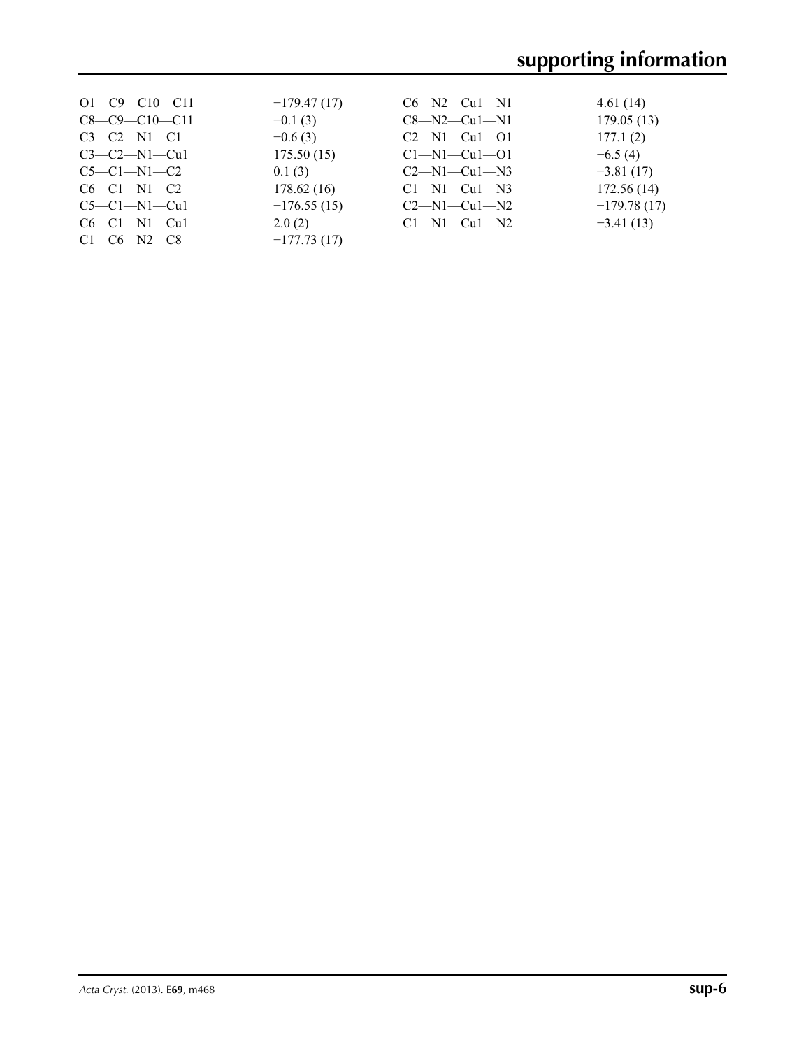| | | | |
|---|---|---|---|
| O1—C9—C10—C11 | −179.47 (17) | C6—N2—Cu1—N1 | 4.61 (14) |
| C8—C9—C10—C11 | −0.1 (3) | C8—N2—Cu1—N1 | 179.05 (13) |
| C3—C2—N1—C1 | −0.6 (3) | C2—N1—Cu1—O1 | 177.1 (2) |
| C3—C2—N1—Cu1 | 175.50 (15) | C1—N1—Cu1—O1 | −6.5 (4) |
| C5—C1—N1—C2 | 0.1 (3) | C2—N1—Cu1—N3 | −3.81 (17) |
| C6—C1—N1—C2 | 178.62 (16) | C1—N1—Cu1—N3 | 172.56 (14) |
| C5—C1—N1—Cu1 | −176.55 (15) | C2—N1—Cu1—N2 | −179.78 (17) |
| C6—C1—N1—Cu1 | 2.0 (2) | C1—N1—Cu1—N2 | −3.41 (13) |
| C1—C6—N2—C8 | −177.73 (17) | | |